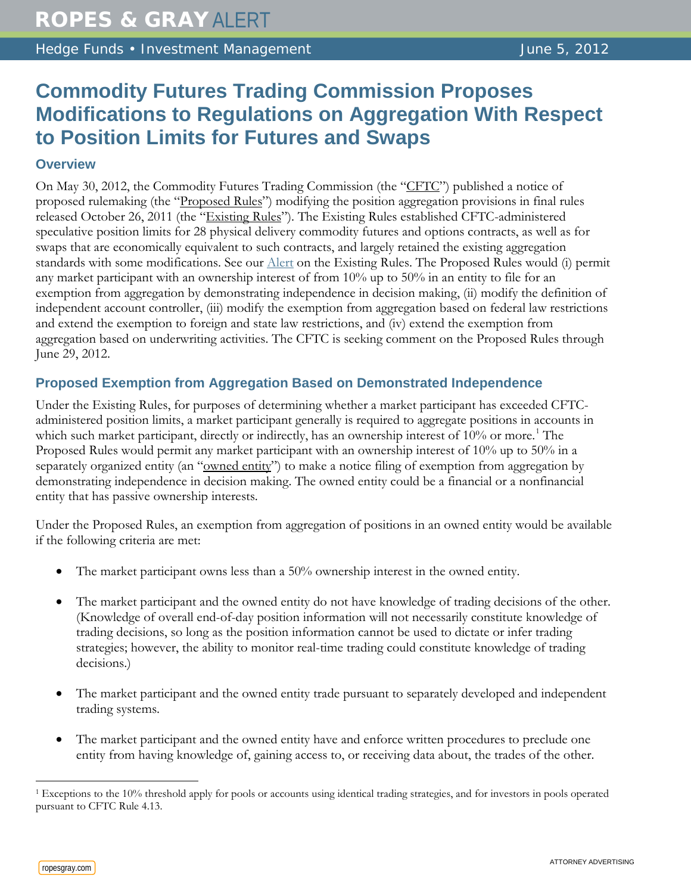# Commodity Futures Trading Commission Proposes Modifications to Regulations on Aggregation With Respect to Position Limits for Futures and Swaps

## Overview

On May 30, 2012, the Commodity Futures Trading Commission (the "CFTC") published a notice of proposed rulemaking (the "Proposed Rules") modifying the position aggregation provisions in final rules released October 26, 2011 (the "Existing Rules"). The Existing Rules established CFTC-administered speculative position limits for 28 physical delivery commodity futures and options contracts, as well as for swaps that are economically equivalent to such contracts, and largely retained the existing aggregation standards with some modifications. See our Alert on the Existing Rules. The Proposed Rules would (i) permit any market participant with an ownership interest of from 10% up to 50% in an entity to file for an exemption from aggregation by demonstrating independence in decision making, (ii) modify the definition of independent account controller, (iii) modify the exemption from aggregation based on federal law restrictions and extend the exemption to foreign and state law restrictions, and (iv) extend the exemption from aggregation based on underwriting activities. The CFTC is seeking comment on the Proposed Rules through June 29, 2012.

## Proposed Exemption from Aggregation Based on Demonstrated Independence

Under the Existing Rules, for purposes of determining whether a market participant has exceeded CFTC-administered position limits, a market participant generally is required to aggregate positions in accounts in which such market participant, directly or indirectly, has an ownership interest of 10% or more.[1] The Proposed Rules would permit any market participant with an ownership interest of 10% up to 50% in a separately organized entity (an "owned entity") to make a notice filing of exemption from aggregation by demonstrating independence in decision making. The owned entity could be a financial or a nonfinancial entity that has passive ownership interests.

Under the Proposed Rules, an exemption from aggregation of positions in an owned entity would be available if the following criteria are met:

- The market participant owns less than a 50% ownership interest in the owned entity.
- The market participant and the owned entity do not have knowledge of trading decisions of the other. (Knowledge of overall end-of-day position information will not necessarily constitute knowledge of trading decisions, so long as the position information cannot be used to dictate or infer trading strategies; however, the ability to monitor real-time trading could constitute knowledge of trading decisions.)
- The market participant and the owned entity trade pursuant to separately developed and independent trading systems.
- The market participant and the owned entity have and enforce written procedures to preclude one entity from having knowledge of, gaining access to, or receiving data about, the trades of the other.

[1] Exceptions to the 10% threshold apply for pools or accounts using identical trading strategies, and for investors in pools operated pursuant to CFTC Rule 4.13.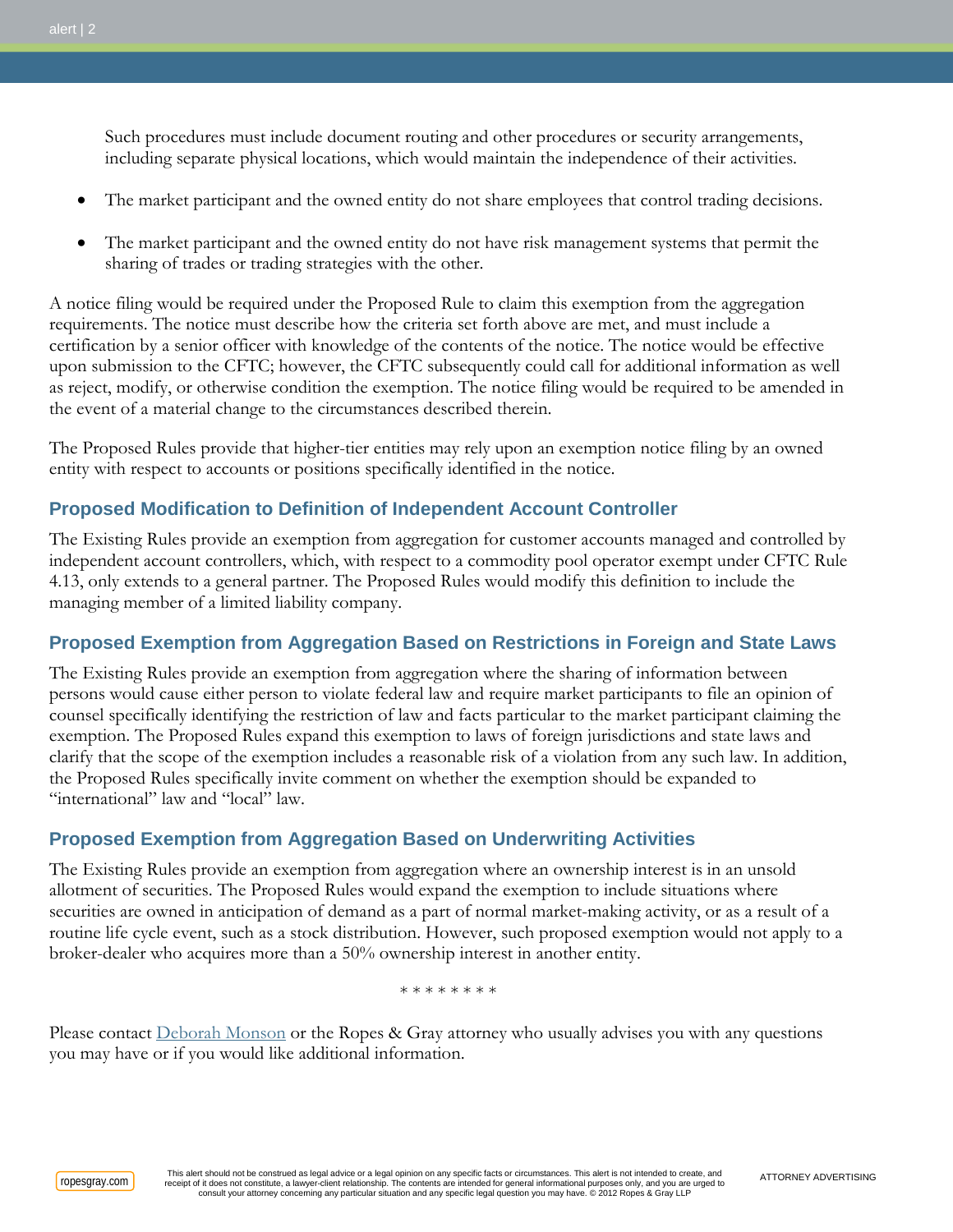Such procedures must include document routing and other procedures or security arrangements, including separate physical locations, which would maintain the independence of their activities.

- The market participant and the owned entity do not share employees that control trading decisions.
- The market participant and the owned entity do not have risk management systems that permit the sharing of trades or trading strategies with the other.

A notice filing would be required under the Proposed Rule to claim this exemption from the aggregation requirements. The notice must describe how the criteria set forth above are met, and must include a certification by a senior officer with knowledge of the contents of the notice. The notice would be effective upon submission to the CFTC; however, the CFTC subsequently could call for additional information as well as reject, modify, or otherwise condition the exemption. The notice filing would be required to be amended in the event of a material change to the circumstances described therein.

The Proposed Rules provide that higher-tier entities may rely upon an exemption notice filing by an owned entity with respect to accounts or positions specifically identified in the notice.

## Proposed Modification to Definition of Independent Account Controller

The Existing Rules provide an exemption from aggregation for customer accounts managed and controlled by independent account controllers, which, with respect to a commodity pool operator exempt under CFTC Rule 4.13, only extends to a general partner. The Proposed Rules would modify this definition to include the managing member of a limited liability company.

## Proposed Exemption from Aggregation Based on Restrictions in Foreign and State Laws

The Existing Rules provide an exemption from aggregation where the sharing of information between persons would cause either person to violate federal law and require market participants to file an opinion of counsel specifically identifying the restriction of law and facts particular to the market participant claiming the exemption. The Proposed Rules expand this exemption to laws of foreign jurisdictions and state laws and clarify that the scope of the exemption includes a reasonable risk of a violation from any such law. In addition, the Proposed Rules specifically invite comment on whether the exemption should be expanded to "international" law and "local" law.

## Proposed Exemption from Aggregation Based on Underwriting Activities

The Existing Rules provide an exemption from aggregation where an ownership interest is in an unsold allotment of securities. The Proposed Rules would expand the exemption to include situations where securities are owned in anticipation of demand as a part of normal market-making activity, or as a result of a routine life cycle event, such as a stock distribution. However, such proposed exemption would not apply to a broker-dealer who acquires more than a 50% ownership interest in another entity.

\* \* \* \* \* \* \* \*

Please contact Deborah Monson or the Ropes & Gray attorney who usually advises you with any questions you may have or if you would like additional information.

ropesgray.com

This alert should not be construed as legal advice or a legal opinion on any specific facts or circumstances. This alert is not intended to create, and receipt of it does not constitute, a lawyer-client relationship. The contents are intended for general informational purposes only, and you are urged to consult your attorney concerning any particular situation and any specific legal question you may have. © 2012 Ropes & Gray LLP

ATTORNEY ADVERTISING